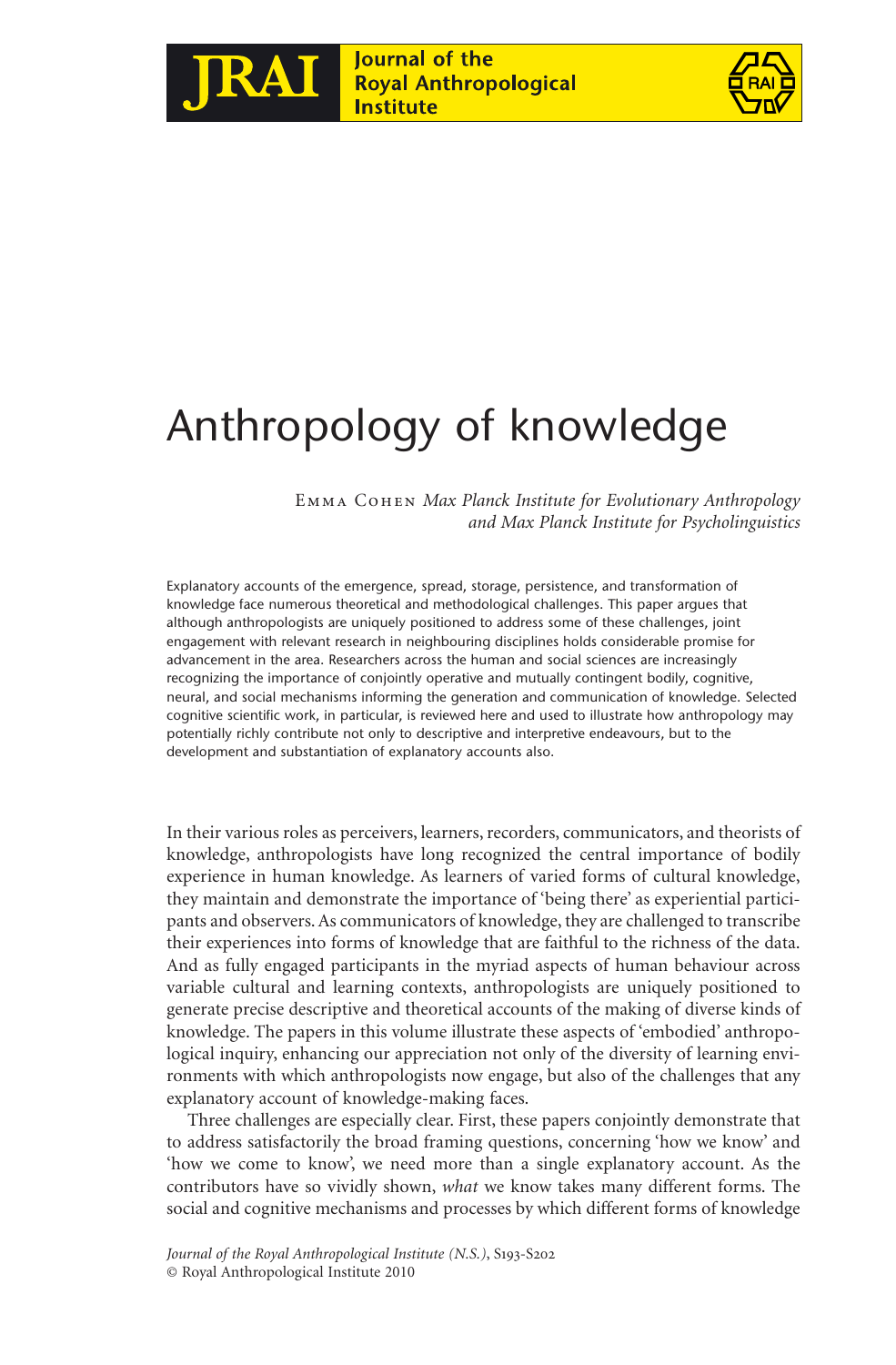# Anthropology of knowledge

Emma Cohen *Max Planck Institute for Evolutionary Anthropology and Max Planck Institute for Psycholinguistics*

Explanatory accounts of the emergence, spread, storage, persistence, and transformation of knowledge face numerous theoretical and methodological challenges. This paper argues that although anthropologists are uniquely positioned to address some of these challenges, joint engagement with relevant research in neighbouring disciplines holds considerable promise for advancement in the area. Researchers across the human and social sciences are increasingly recognizing the importance of conjointly operative and mutually contingent bodily, cognitive, neural, and social mechanisms informing the generation and communication of knowledge. Selected cognitive scientific work, in particular, is reviewed here and used to illustrate how anthropology may potentially richly contribute not only to descriptive and interpretive endeavours, but to the development and substantiation of explanatory accounts also.

In their various roles as perceivers, learners, recorders, communicators, and theorists of knowledge, anthropologists have long recognized the central importance of bodily experience in human knowledge. As learners of varied forms of cultural knowledge, they maintain and demonstrate the importance of 'being there' as experiential participants and observers. As communicators of knowledge, they are challenged to transcribe their experiences into forms of knowledge that are faithful to the richness of the data. And as fully engaged participants in the myriad aspects of human behaviour across variable cultural and learning contexts, anthropologists are uniquely positioned to generate precise descriptive and theoretical accounts of the making of diverse kinds of knowledge. The papers in this volume illustrate these aspects of 'embodied' anthropological inquiry, enhancing our appreciation not only of the diversity of learning environments with which anthropologists now engage, but also of the challenges that any explanatory account of knowledge-making faces.

Three challenges are especially clear. First, these papers conjointly demonstrate that to address satisfactorily the broad framing questions, concerning 'how we know' and 'how we come to know', we need more than a single explanatory account. As the contributors have so vividly shown, *what* we know takes many different forms. The social and cognitive mechanisms and processes by which different forms of knowledge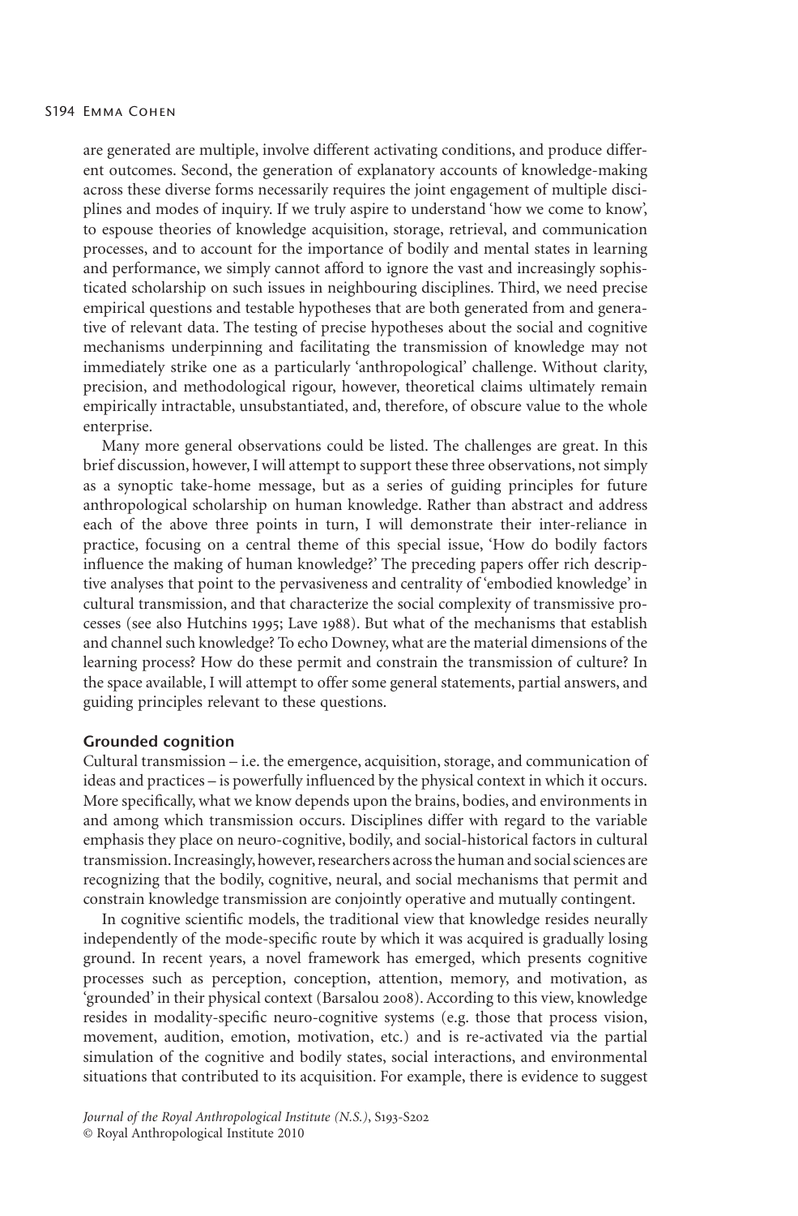are generated are multiple, involve different activating conditions, and produce different outcomes. Second, the generation of explanatory accounts of knowledge-making across these diverse forms necessarily requires the joint engagement of multiple disciplines and modes of inquiry. If we truly aspire to understand 'how we come to know', to espouse theories of knowledge acquisition, storage, retrieval, and communication processes, and to account for the importance of bodily and mental states in learning and performance, we simply cannot afford to ignore the vast and increasingly sophisticated scholarship on such issues in neighbouring disciplines. Third, we need precise empirical questions and testable hypotheses that are both generated from and generative of relevant data. The testing of precise hypotheses about the social and cognitive mechanisms underpinning and facilitating the transmission of knowledge may not immediately strike one as a particularly 'anthropological' challenge. Without clarity, precision, and methodological rigour, however, theoretical claims ultimately remain empirically intractable, unsubstantiated, and, therefore, of obscure value to the whole enterprise.

Many more general observations could be listed. The challenges are great. In this brief discussion, however, I will attempt to support these three observations, not simply as a synoptic take-home message, but as a series of guiding principles for future anthropological scholarship on human knowledge. Rather than abstract and address each of the above three points in turn, I will demonstrate their inter-reliance in practice, focusing on a central theme of this special issue, 'How do bodily factors influence the making of human knowledge?' The preceding papers offer rich descriptive analyses that point to the pervasiveness and centrality of 'embodied knowledge' in cultural transmission, and that characterize the social complexity of transmissive processes (see also Hutchins 1995; Lave 1988). But what of the mechanisms that establish and channel such knowledge? To echo Downey, what are the material dimensions of the learning process? How do these permit and constrain the transmission of culture? In the space available, I will attempt to offer some general statements, partial answers, and guiding principles relevant to these questions.

## Grounded cognition

Cultural transmission – i.e. the emergence, acquisition, storage, and communication of ideas and practices – is powerfully influenced by the physical context in which it occurs. More specifically, what we know depends upon the brains, bodies, and environments in and among which transmission occurs. Disciplines differ with regard to the variable emphasis they place on neuro-cognitive, bodily, and social-historical factors in cultural transmission. Increasingly, however, researchers across the human and social sciences are recognizing that the bodily, cognitive, neural, and social mechanisms that permit and constrain knowledge transmission are conjointly operative and mutually contingent.

In cognitive scientific models, the traditional view that knowledge resides neurally independently of the mode-specific route by which it was acquired is gradually losing ground. In recent years, a novel framework has emerged, which presents cognitive processes such as perception, conception, attention, memory, and motivation, as 'grounded' in their physical context (Barsalou 2008). According to this view, knowledge resides in modality-specific neuro-cognitive systems (e.g. those that process vision, movement, audition, emotion, motivation, etc.) and is re-activated via the partial simulation of the cognitive and bodily states, social interactions, and environmental situations that contributed to its acquisition. For example, there is evidence to suggest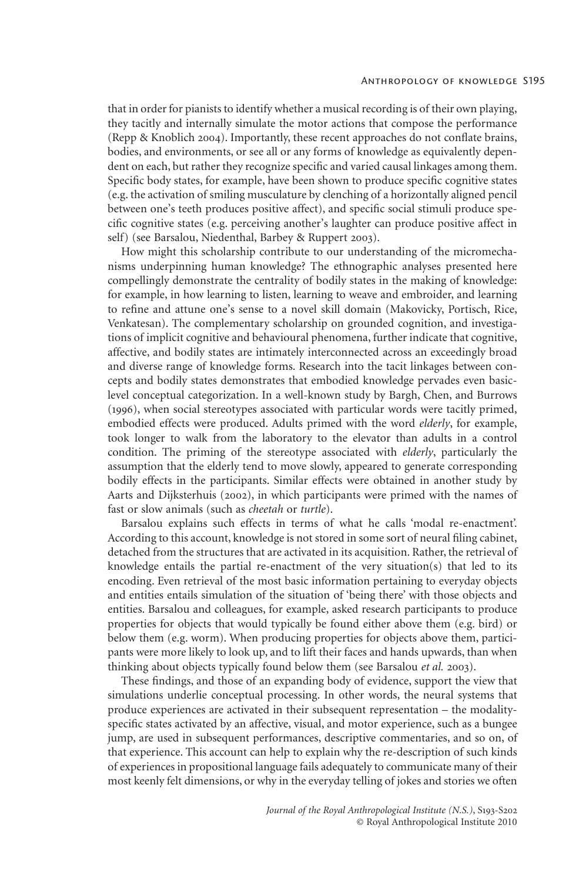that in order for pianists to identify whether a musical recording is of their own playing, they tacitly and internally simulate the motor actions that compose the performance (Repp & Knoblich 2004). Importantly, these recent approaches do not conflate brains, bodies, and environments, or see all or any forms of knowledge as equivalently dependent on each, but rather they recognize specific and varied causal linkages among them. Specific body states, for example, have been shown to produce specific cognitive states (e.g. the activation of smiling musculature by clenching of a horizontally aligned pencil between one's teeth produces positive affect), and specific social stimuli produce specific cognitive states (e.g. perceiving another's laughter can produce positive affect in self) (see Barsalou, Niedenthal, Barbey & Ruppert 2003).

How might this scholarship contribute to our understanding of the micromechanisms underpinning human knowledge? The ethnographic analyses presented here compellingly demonstrate the centrality of bodily states in the making of knowledge: for example, in how learning to listen, learning to weave and embroider, and learning to refine and attune one's sense to a novel skill domain (Makovicky, Portisch, Rice, Venkatesan). The complementary scholarship on grounded cognition, and investigations of implicit cognitive and behavioural phenomena, further indicate that cognitive, affective, and bodily states are intimately interconnected across an exceedingly broad and diverse range of knowledge forms. Research into the tacit linkages between concepts and bodily states demonstrates that embodied knowledge pervades even basic-level conceptual categorization. In a well-known study by Bargh, Chen, and Burrows (1996), when social stereotypes associated with particular words were tacitly primed, embodied effects were produced. Adults primed with the word *elderly*, for example, took longer to walk from the laboratory to the elevator than adults in a control condition. The priming of the stereotype associated with *elderly*, particularly the assumption that the elderly tend to move slowly, appeared to generate corresponding bodily effects in the participants. Similar effects were obtained in another study by Aarts and Dijksterhuis (2002), in which participants were primed with the names of fast or slow animals (such as *cheetah* or *turtle*).

Barsalou explains such effects in terms of what he calls 'modal re-enactment'. According to this account, knowledge is not stored in some sort of neural filing cabinet, detached from the structures that are activated in its acquisition. Rather, the retrieval of knowledge entails the partial re-enactment of the very situation(s) that led to its encoding. Even retrieval of the most basic information pertaining to everyday objects and entities entails simulation of the situation of 'being there' with those objects and entities. Barsalou and colleagues, for example, asked research participants to produce properties for objects that would typically be found either above them (e.g. bird) or below them (e.g. worm). When producing properties for objects above them, participants were more likely to look up, and to lift their faces and hands upwards, than when thinking about objects typically found below them (see Barsalou *et al.* 2003).

These findings, and those of an expanding body of evidence, support the view that simulations underlie conceptual processing. In other words, the neural systems that produce experiences are activated in their subsequent representation – the modality-specific states activated by an affective, visual, and motor experience, such as a bungee jump, are used in subsequent performances, descriptive commentaries, and so on, of that experience. This account can help to explain why the re-description of such kinds of experiences in propositional language fails adequately to communicate many of their most keenly felt dimensions, or why in the everyday telling of jokes and stories we often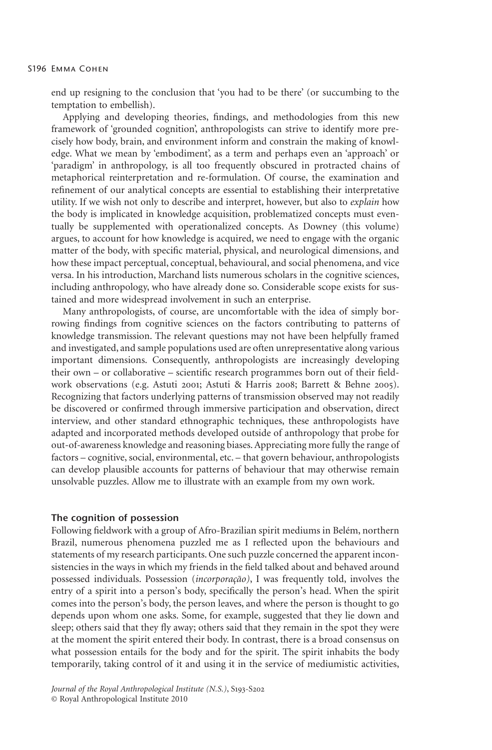end up resigning to the conclusion that 'you had to be there' (or succumbing to the temptation to embellish).

Applying and developing theories, findings, and methodologies from this new framework of 'grounded cognition', anthropologists can strive to identify more precisely how body, brain, and environment inform and constrain the making of knowledge. What we mean by 'embodiment', as a term and perhaps even an 'approach' or 'paradigm' in anthropology, is all too frequently obscured in protracted chains of metaphorical reinterpretation and re-formulation. Of course, the examination and refinement of our analytical concepts are essential to establishing their interpretative utility. If we wish not only to describe and interpret, however, but also to *explain* how the body is implicated in knowledge acquisition, problematized concepts must eventually be supplemented with operationalized concepts. As Downey (this volume) argues, to account for how knowledge is acquired, we need to engage with the organic matter of the body, with specific material, physical, and neurological dimensions, and how these impact perceptual, conceptual, behavioural, and social phenomena, and vice versa. In his introduction, Marchand lists numerous scholars in the cognitive sciences, including anthropology, who have already done so. Considerable scope exists for sustained and more widespread involvement in such an enterprise.

Many anthropologists, of course, are uncomfortable with the idea of simply borrowing findings from cognitive sciences on the factors contributing to patterns of knowledge transmission. The relevant questions may not have been helpfully framed and investigated, and sample populations used are often unrepresentative along various important dimensions. Consequently, anthropologists are increasingly developing their own – or collaborative – scientific research programmes born out of their fieldwork observations (e.g. Astuti 2001; Astuti & Harris 2008; Barrett & Behne 2005). Recognizing that factors underlying patterns of transmission observed may not readily be discovered or confirmed through immersive participation and observation, direct interview, and other standard ethnographic techniques, these anthropologists have adapted and incorporated methods developed outside of anthropology that probe for out-of-awareness knowledge and reasoning biases. Appreciating more fully the range of factors – cognitive, social, environmental, etc. – that govern behaviour, anthropologists can develop plausible accounts for patterns of behaviour that may otherwise remain unsolvable puzzles. Allow me to illustrate with an example from my own work.

## The cognition of possession

Following fieldwork with a group of Afro-Brazilian spirit mediums in Belém, northern Brazil, numerous phenomena puzzled me as I reflected upon the behaviours and statements of my research participants. One such puzzle concerned the apparent inconsistencies in the ways in which my friends in the field talked about and behaved around possessed individuals. Possession (*incorporação*), I was frequently told, involves the entry of a spirit into a person's body, specifically the person's head. When the spirit comes into the person's body, the person leaves, and where the person is thought to go depends upon whom one asks. Some, for example, suggested that they lie down and sleep; others said that they fly away; others said that they remain in the spot they were at the moment the spirit entered their body. In contrast, there is a broad consensus on what possession entails for the body and for the spirit. The spirit inhabits the body temporarily, taking control of it and using it in the service of mediumistic activities,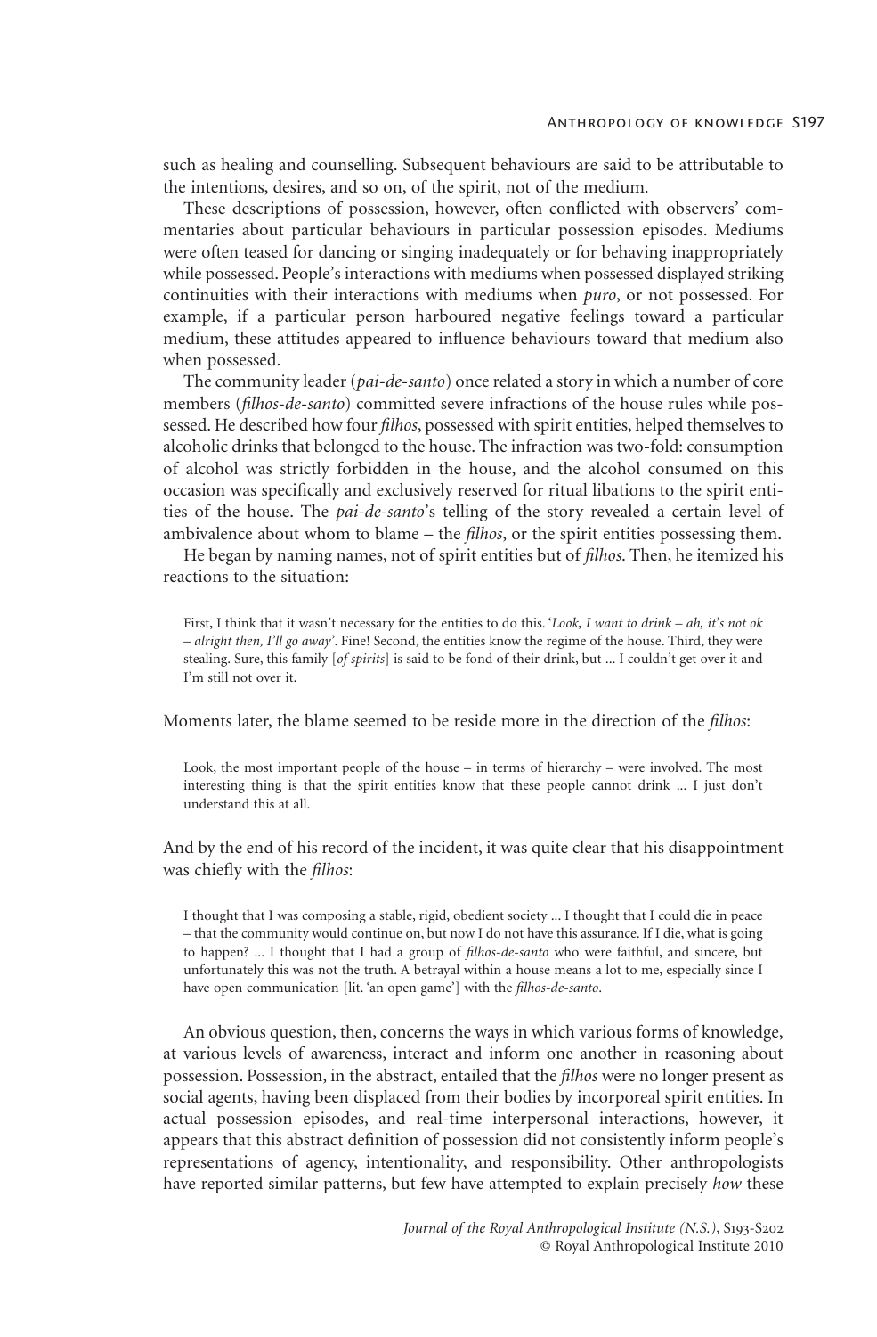such as healing and counselling. Subsequent behaviours are said to be attributable to the intentions, desires, and so on, of the spirit, not of the medium.

These descriptions of possession, however, often conflicted with observers' commentaries about particular behaviours in particular possession episodes. Mediums were often teased for dancing or singing inadequately or for behaving inappropriately while possessed. People's interactions with mediums when possessed displayed striking continuities with their interactions with mediums when *puro*, or not possessed. For example, if a particular person harboured negative feelings toward a particular medium, these attitudes appeared to influence behaviours toward that medium also when possessed.

The community leader (*pai-de-santo*) once related a story in which a number of core members (*filhos-de-santo*) committed severe infractions of the house rules while possessed. He described how four *filhos*, possessed with spirit entities, helped themselves to alcoholic drinks that belonged to the house. The infraction was two-fold: consumption of alcohol was strictly forbidden in the house, and the alcohol consumed on this occasion was specifically and exclusively reserved for ritual libations to the spirit entities of the house. The *pai-de-santo*'s telling of the story revealed a certain level of ambivalence about whom to blame – the *filhos*, or the spirit entities possessing them.

He began by naming names, not of spirit entities but of *filhos*. Then, he itemized his reactions to the situation:

> First, I think that it wasn't necessary for the entities to do this. '*Look, I want to drink – ah, it's not ok – alright then, I'll go away*'. Fine! Second, the entities know the regime of the house. Third, they were stealing. Sure, this family [*of spirits*] is said to be fond of their drink, but ... I couldn't get over it and I'm still not over it.

Moments later, the blame seemed to be reside more in the direction of the *filhos*:

> Look, the most important people of the house – in terms of hierarchy – were involved. The most interesting thing is that the spirit entities know that these people cannot drink ... I just don't understand this at all.

And by the end of his record of the incident, it was quite clear that his disappointment was chiefly with the *filhos*:

> I thought that I was composing a stable, rigid, obedient society ... I thought that I could die in peace – that the community would continue on, but now I do not have this assurance. If I die, what is going to happen? ... I thought that I had a group of *filhos-de-santo* who were faithful, and sincere, but unfortunately this was not the truth. A betrayal within a house means a lot to me, especially since I have open communication [lit. 'an open game'] with the *filhos-de-santo*.

An obvious question, then, concerns the ways in which various forms of knowledge, at various levels of awareness, interact and inform one another in reasoning about possession. Possession, in the abstract, entailed that the *filhos* were no longer present as social agents, having been displaced from their bodies by incorporeal spirit entities. In actual possession episodes, and real-time interpersonal interactions, however, it appears that this abstract definition of possession did not consistently inform people's representations of agency, intentionality, and responsibility. Other anthropologists have reported similar patterns, but few have attempted to explain precisely *how* these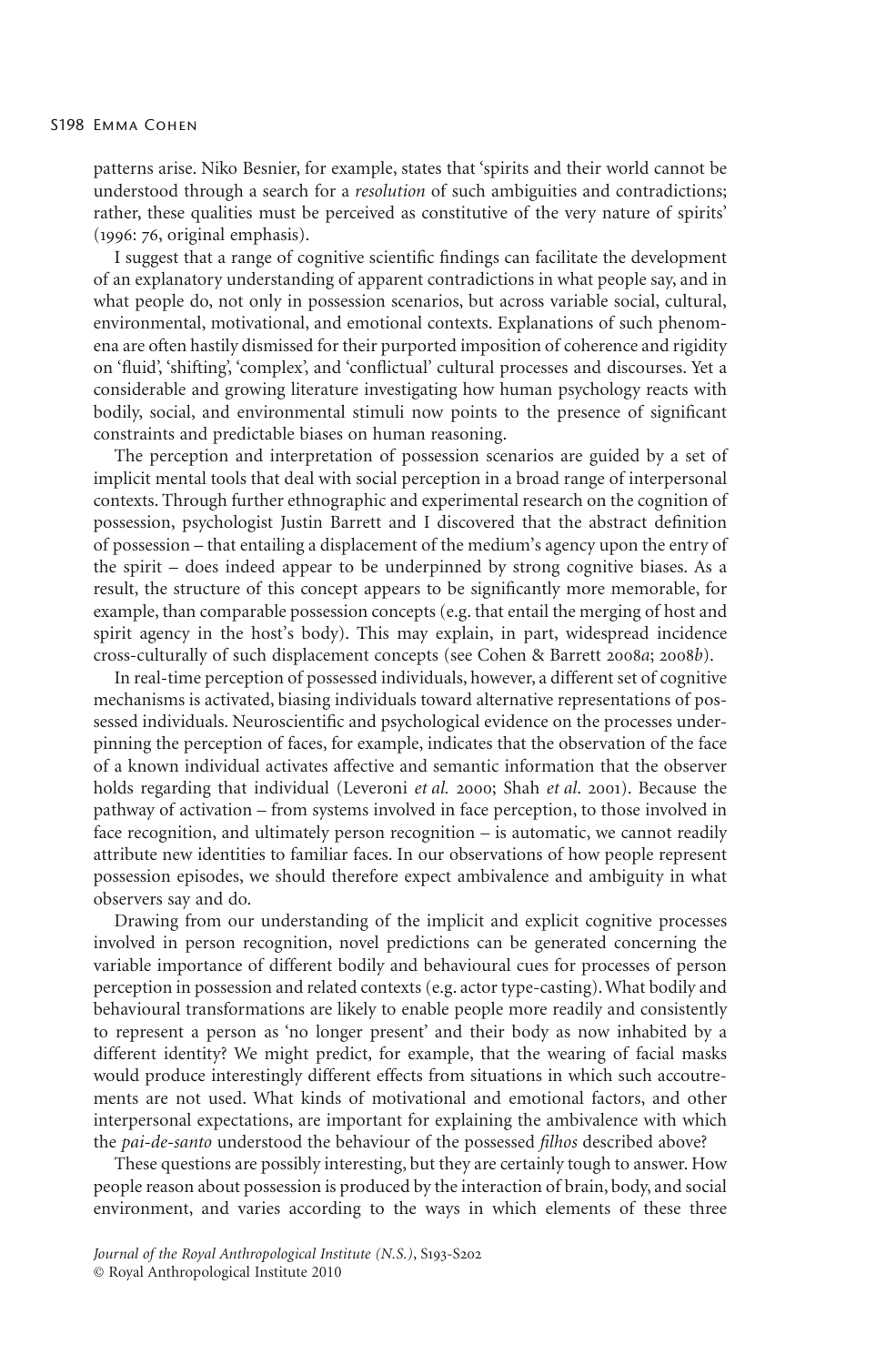patterns arise. Niko Besnier, for example, states that 'spirits and their world cannot be understood through a search for a *resolution* of such ambiguities and contradictions; rather, these qualities must be perceived as constitutive of the very nature of spirits' (1996: 76, original emphasis).

I suggest that a range of cognitive scientific findings can facilitate the development of an explanatory understanding of apparent contradictions in what people say, and in what people do, not only in possession scenarios, but across variable social, cultural, environmental, motivational, and emotional contexts. Explanations of such phenomena are often hastily dismissed for their purported imposition of coherence and rigidity on 'fluid', 'shifting', 'complex', and 'conflictual' cultural processes and discourses. Yet a considerable and growing literature investigating how human psychology reacts with bodily, social, and environmental stimuli now points to the presence of significant constraints and predictable biases on human reasoning.

The perception and interpretation of possession scenarios are guided by a set of implicit mental tools that deal with social perception in a broad range of interpersonal contexts. Through further ethnographic and experimental research on the cognition of possession, psychologist Justin Barrett and I discovered that the abstract definition of possession – that entailing a displacement of the medium's agency upon the entry of the spirit – does indeed appear to be underpinned by strong cognitive biases. As a result, the structure of this concept appears to be significantly more memorable, for example, than comparable possession concepts (e.g. that entail the merging of host and spirit agency in the host's body). This may explain, in part, widespread incidence cross-culturally of such displacement concepts (see Cohen & Barrett 2008*a*; 2008*b*).

In real-time perception of possessed individuals, however, a different set of cognitive mechanisms is activated, biasing individuals toward alternative representations of possessed individuals. Neuroscientific and psychological evidence on the processes underpinning the perception of faces, for example, indicates that the observation of the face of a known individual activates affective and semantic information that the observer holds regarding that individual (Leveroni *et al.* 2000; Shah *et al.* 2001). Because the pathway of activation – from systems involved in face perception, to those involved in face recognition, and ultimately person recognition – is automatic, we cannot readily attribute new identities to familiar faces. In our observations of how people represent possession episodes, we should therefore expect ambivalence and ambiguity in what observers say and do.

Drawing from our understanding of the implicit and explicit cognitive processes involved in person recognition, novel predictions can be generated concerning the variable importance of different bodily and behavioural cues for processes of person perception in possession and related contexts (e.g. actor type-casting). What bodily and behavioural transformations are likely to enable people more readily and consistently to represent a person as 'no longer present' and their body as now inhabited by a different identity? We might predict, for example, that the wearing of facial masks would produce interestingly different effects from situations in which such accoutrements are not used. What kinds of motivational and emotional factors, and other interpersonal expectations, are important for explaining the ambivalence with which the *pai-de-santo* understood the behaviour of the possessed *filhos* described above?

These questions are possibly interesting, but they are certainly tough to answer. How people reason about possession is produced by the interaction of brain, body, and social environment, and varies according to the ways in which elements of these three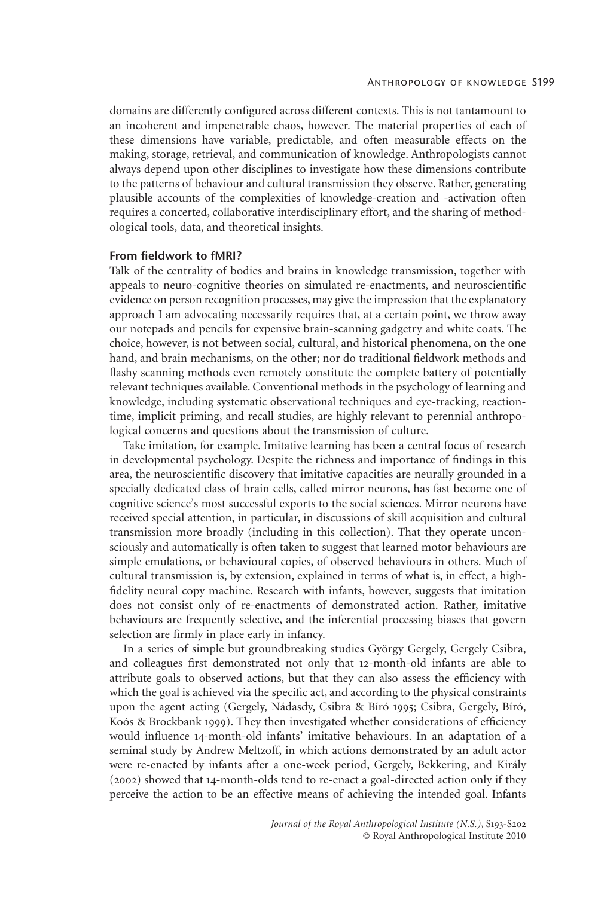domains are differently configured across different contexts. This is not tantamount to an incoherent and impenetrable chaos, however. The material properties of each of these dimensions have variable, predictable, and often measurable effects on the making, storage, retrieval, and communication of knowledge. Anthropologists cannot always depend upon other disciplines to investigate how these dimensions contribute to the patterns of behaviour and cultural transmission they observe. Rather, generating plausible accounts of the complexities of knowledge-creation and -activation often requires a concerted, collaborative interdisciplinary effort, and the sharing of methodological tools, data, and theoretical insights.

### From fieldwork to fMRI?

Talk of the centrality of bodies and brains in knowledge transmission, together with appeals to neuro-cognitive theories on simulated re-enactments, and neuroscientific evidence on person recognition processes, may give the impression that the explanatory approach I am advocating necessarily requires that, at a certain point, we throw away our notepads and pencils for expensive brain-scanning gadgetry and white coats. The choice, however, is not between social, cultural, and historical phenomena, on the one hand, and brain mechanisms, on the other; nor do traditional fieldwork methods and flashy scanning methods even remotely constitute the complete battery of potentially relevant techniques available. Conventional methods in the psychology of learning and knowledge, including systematic observational techniques and eye-tracking, reaction-time, implicit priming, and recall studies, are highly relevant to perennial anthropological concerns and questions about the transmission of culture.

Take imitation, for example. Imitative learning has been a central focus of research in developmental psychology. Despite the richness and importance of findings in this area, the neuroscientific discovery that imitative capacities are neurally grounded in a specially dedicated class of brain cells, called mirror neurons, has fast become one of cognitive science's most successful exports to the social sciences. Mirror neurons have received special attention, in particular, in discussions of skill acquisition and cultural transmission more broadly (including in this collection). That they operate unconsciously and automatically is often taken to suggest that learned motor behaviours are simple emulations, or behavioural copies, of observed behaviours in others. Much of cultural transmission is, by extension, explained in terms of what is, in effect, a high-fidelity neural copy machine. Research with infants, however, suggests that imitation does not consist only of re-enactments of demonstrated action. Rather, imitative behaviours are frequently selective, and the inferential processing biases that govern selection are firmly in place early in infancy.

In a series of simple but groundbreaking studies György Gergely, Gergely Csibra, and colleagues first demonstrated not only that 12-month-old infants are able to attribute goals to observed actions, but that they can also assess the efficiency with which the goal is achieved via the specific act, and according to the physical constraints upon the agent acting (Gergely, Nádasdy, Csibra & Bíró 1995; Csibra, Gergely, Bíró, Koós & Brockbank 1999). They then investigated whether considerations of efficiency would influence 14-month-old infants' imitative behaviours. In an adaptation of a seminal study by Andrew Meltzoff, in which actions demonstrated by an adult actor were re-enacted by infants after a one-week period, Gergely, Bekkering, and Király (2002) showed that 14-month-olds tend to re-enact a goal-directed action only if they perceive the action to be an effective means of achieving the intended goal. Infants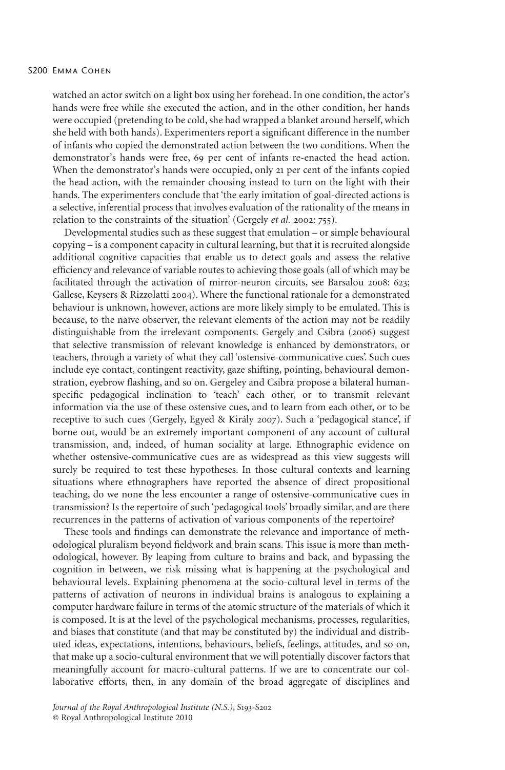watched an actor switch on a light box using her forehead. In one condition, the actor's hands were free while she executed the action, and in the other condition, her hands were occupied (pretending to be cold, she had wrapped a blanket around herself, which she held with both hands). Experimenters report a significant difference in the number of infants who copied the demonstrated action between the two conditions. When the demonstrator's hands were free, 69 per cent of infants re-enacted the head action. When the demonstrator's hands were occupied, only 21 per cent of the infants copied the head action, with the remainder choosing instead to turn on the light with their hands. The experimenters conclude that 'the early imitation of goal-directed actions is a selective, inferential process that involves evaluation of the rationality of the means in relation to the constraints of the situation' (Gergely *et al.* 2002: 755).

Developmental studies such as these suggest that emulation – or simple behavioural copying – is a component capacity in cultural learning, but that it is recruited alongside additional cognitive capacities that enable us to detect goals and assess the relative efficiency and relevance of variable routes to achieving those goals (all of which may be facilitated through the activation of mirror-neuron circuits, see Barsalou 2008: 623; Gallese, Keysers & Rizzolatti 2004). Where the functional rationale for a demonstrated behaviour is unknown, however, actions are more likely simply to be emulated. This is because, to the naïve observer, the relevant elements of the action may not be readily distinguishable from the irrelevant components. Gergely and Csibra (2006) suggest that selective transmission of relevant knowledge is enhanced by demonstrators, or teachers, through a variety of what they call 'ostensive-communicative cues'. Such cues include eye contact, contingent reactivity, gaze shifting, pointing, behavioural demonstration, eyebrow flashing, and so on. Gergeley and Csibra propose a bilateral human-specific pedagogical inclination to 'teach' each other, or to transmit relevant information via the use of these ostensive cues, and to learn from each other, or to be receptive to such cues (Gergely, Egyed & Király 2007). Such a 'pedagogical stance', if borne out, would be an extremely important component of any account of cultural transmission, and, indeed, of human sociality at large. Ethnographic evidence on whether ostensive-communicative cues are as widespread as this view suggests will surely be required to test these hypotheses. In those cultural contexts and learning situations where ethnographers have reported the absence of direct propositional teaching, do we none the less encounter a range of ostensive-communicative cues in transmission? Is the repertoire of such 'pedagogical tools' broadly similar, and are there recurrences in the patterns of activation of various components of the repertoire?

These tools and findings can demonstrate the relevance and importance of methodological pluralism beyond fieldwork and brain scans. This issue is more than methodological, however. By leaping from culture to brains and back, and bypassing the cognition in between, we risk missing what is happening at the psychological and behavioural levels. Explaining phenomena at the socio-cultural level in terms of the patterns of activation of neurons in individual brains is analogous to explaining a computer hardware failure in terms of the atomic structure of the materials of which it is composed. It is at the level of the psychological mechanisms, processes, regularities, and biases that constitute (and that may be constituted by) the individual and distributed ideas, expectations, intentions, behaviours, beliefs, feelings, attitudes, and so on, that make up a socio-cultural environment that we will potentially discover factors that meaningfully account for macro-cultural patterns. If we are to concentrate our collaborative efforts, then, in any domain of the broad aggregate of disciplines and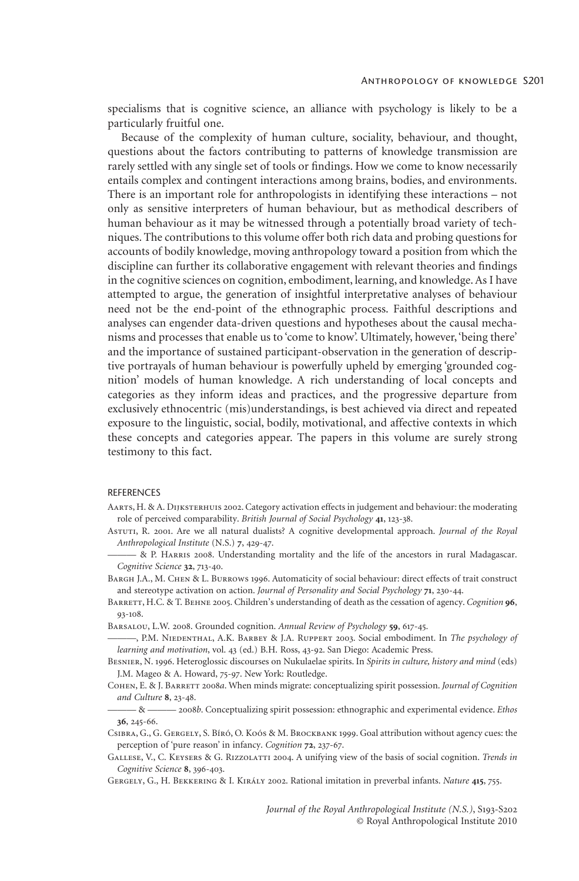specialisms that is cognitive science, an alliance with psychology is likely to be a particularly fruitful one.

Because of the complexity of human culture, sociality, behaviour, and thought, questions about the factors contributing to patterns of knowledge transmission are rarely settled with any single set of tools or findings. How we come to know necessarily entails complex and contingent interactions among brains, bodies, and environments. There is an important role for anthropologists in identifying these interactions – not only as sensitive interpreters of human behaviour, but as methodical describers of human behaviour as it may be witnessed through a potentially broad variety of techniques. The contributions to this volume offer both rich data and probing questions for accounts of bodily knowledge, moving anthropology toward a position from which the discipline can further its collaborative engagement with relevant theories and findings in the cognitive sciences on cognition, embodiment, learning, and knowledge. As I have attempted to argue, the generation of insightful interpretative analyses of behaviour need not be the end-point of the ethnographic process. Faithful descriptions and analyses can engender data-driven questions and hypotheses about the causal mechanisms and processes that enable us to 'come to know'. Ultimately, however, 'being there' and the importance of sustained participant-observation in the generation of descriptive portrayals of human behaviour is powerfully upheld by emerging 'grounded cognition' models of human knowledge. A rich understanding of local concepts and categories as they inform ideas and practices, and the progressive departure from exclusively ethnocentric (mis)understandings, is best achieved via direct and repeated exposure to the linguistic, social, bodily, motivational, and affective contexts in which these concepts and categories appear. The papers in this volume are surely strong testimony to this fact.

## REFERENCES

Aarts, H. & A. Dijksterhuis 2002. Category activation effects in judgement and behaviour: the moderating role of perceived comparability. *British Journal of Social Psychology* **41**, 123-38.

Astuti, R. 2001. Are we all natural dualists? A cognitive developmental approach. *Journal of the Royal Anthropological Institute* (N.S.) **7**, 429-47.

——— & P. Harris 2008. Understanding mortality and the life of the ancestors in rural Madagascar. *Cognitive Science* **32**, 713-40.

Bargh J.A., M. Chen & L. Burrows 1996. Automaticity of social behaviour: direct effects of trait construct and stereotype activation on action. *Journal of Personality and Social Psychology* **71**, 230-44.

Barrett, H.C. & T. Behne 2005. Children's understanding of death as the cessation of agency. *Cognition* **96**, 93-108.

Barsalou, L.W. 2008. Grounded cognition. *Annual Review of Psychology* **59**, 617-45.

———, P.M. Niedenthal, A.K. Barbey & J.A. Ruppert 2003. Social embodiment. In *The psychology of learning and motivation*, vol. 43 (ed.) B.H. Ross, 43-92. San Diego: Academic Press.

Besnier, N. 1996. Heteroglossic discourses on Nukulaelae spirits. In *Spirits in culture, history and mind* (eds) J.M. Mageo & A. Howard, 75-97. New York: Routledge.

Cohen, E. & J. Barrett 2008*a*. When minds migrate: conceptualizing spirit possession. *Journal of Cognition and Culture* **8**, 23-48.

——— & ——— 2008*b*. Conceptualizing spirit possession: ethnographic and experimental evidence. *Ethos* **36**, 245-66.

Csibra, G., G. Gergely, S. Bíró, O. Koós & M. Brockbank 1999. Goal attribution without agency cues: the perception of 'pure reason' in infancy. *Cognition* **72**, 237-67.

Gallese, V., C. Keysers & G. Rizzolatti 2004. A unifying view of the basis of social cognition. *Trends in Cognitive Science* **8**, 396-403.

Gergely, G., H. Bekkering & I. Király 2002. Rational imitation in preverbal infants. *Nature* **415**, 755.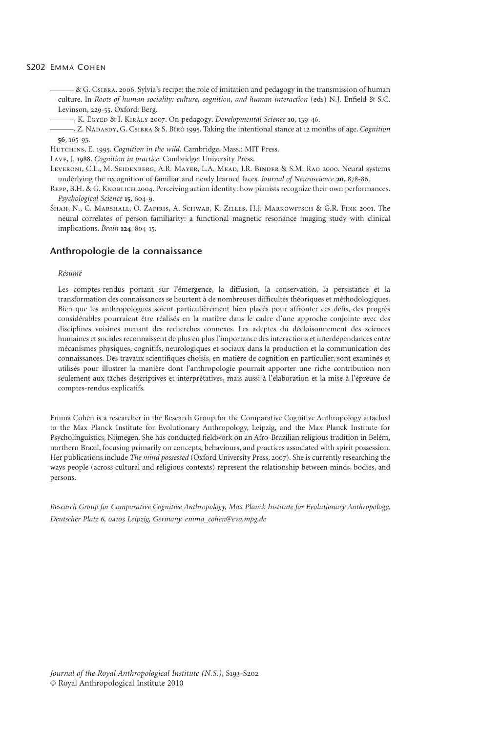——— & G. Csibra. 2006. Sylvia's recipe: the role of imitation and pedagogy in the transmission of human culture. In *Roots of human sociality: culture, cognition, and human interaction* (eds) N.J. Enfield & S.C. Levinson, 229-55. Oxford: Berg.

———, K. Egyed & I. Király 2007. On pedagogy. *Developmental Science* **10**, 139-46.

———, Z. Nádasdy, G. Csibra & S. Bíró 1995. Taking the intentional stance at 12 months of age. *Cognition* **56**, 165-93.

Hutchins, E. 1995. *Cognition in the wild*. Cambridge, Mass.: MIT Press.

Lave, J. 1988. *Cognition in practice*. Cambridge: University Press.

Leveroni, C.L., M. Seidenberg, A.R. Mayer, L.A. Mead, J.R. Binder & S.M. Rao 2000. Neural systems underlying the recognition of familiar and newly learned faces. *Journal of Neuroscience* **20**, 878-86.

Repp, B.H. & G. Knoblich 2004. Perceiving action identity: how pianists recognize their own performances. *Psychological Science* **15**, 604-9.

Shah, N., C. Marshall, O. Zafiris, A. Schwab, K. Zilles, H.J. Markowitsch & G.R. Fink 2001. The neural correlates of person familiarity: a functional magnetic resonance imaging study with clinical implications. *Brain* **124**, 804-15.

## Anthropologie de la connaissance

*Résumé*

Les comptes-rendus portant sur l'émergence, la diffusion, la conservation, la persistance et la transformation des connaissances se heurtent à de nombreuses difficultés théoriques et méthodologiques. Bien que les anthropologues soient particulièrement bien placés pour affronter ces défis, des progrès considérables pourraient être réalisés en la matière dans le cadre d'une approche conjointe avec des disciplines voisines menant des recherches connexes. Les adeptes du décloisonnement des sciences humaines et sociales reconnaissent de plus en plus l'importance des interactions et interdépendances entre mécanismes physiques, cognitifs, neurologiques et sociaux dans la production et la communication des connaissances. Des travaux scientifiques choisis, en matière de cognition en particulier, sont examinés et utilisés pour illustrer la manière dont l'anthropologie pourrait apporter une riche contribution non seulement aux tâches descriptives et interprétatives, mais aussi à l'élaboration et la mise à l'épreuve de comptes-rendus explicatifs.

Emma Cohen is a researcher in the Research Group for the Comparative Cognitive Anthropology attached to the Max Planck Institute for Evolutionary Anthropology, Leipzig, and the Max Planck Institute for Psycholinguistics, Nijmegen. She has conducted fieldwork on an Afro-Brazilian religious tradition in Belém, northern Brazil, focusing primarily on concepts, behaviours, and practices associated with spirit possession. Her publications include *The mind possessed* (Oxford University Press, 2007). She is currently researching the ways people (across cultural and religious contexts) represent the relationship between minds, bodies, and persons.

*Research Group for Comparative Cognitive Anthropology, Max Planck Institute for Evolutionary Anthropology, Deutscher Platz 6, 04103 Leipzig, Germany. emma_cohen@eva.mpg.de*